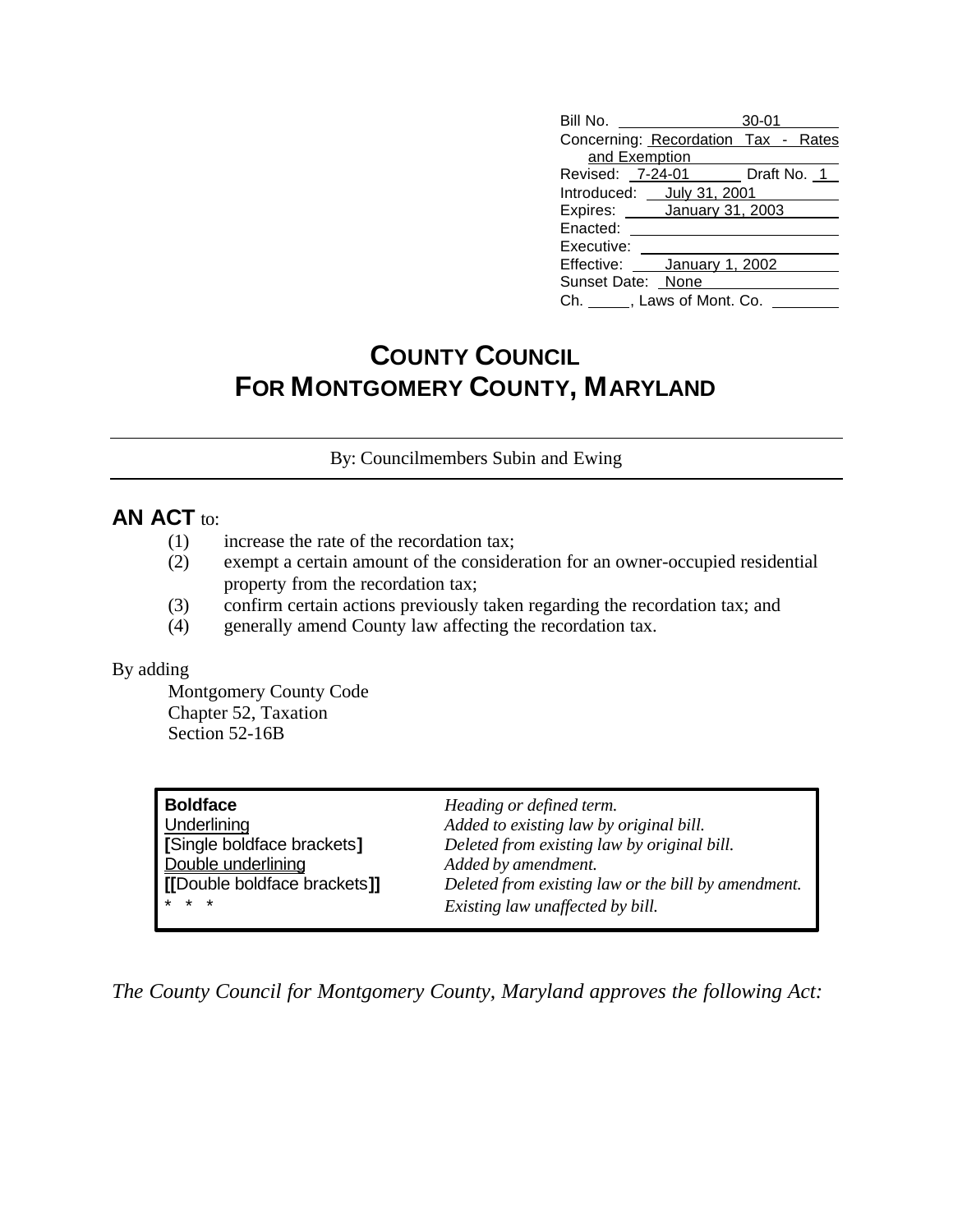Bill No. 30-01
Concerning: Recordation Tax - Rates and Exemption
Revised: 7-24-01 Draft No. 1
Introduced: July 31, 2001
Expires: January 31, 2003
Enacted:
Executive:
Effective: January 1, 2002
Sunset Date: None
Ch. \_\_\_\_\_, Laws of Mont. Co.

# COUNTY COUNCIL FOR MONTGOMERY COUNTY, MARYLAND

By: Councilmembers Subin and Ewing

**AN ACT** to:

(1) increase the rate of the recordation tax;
(2) exempt a certain amount of the consideration for an owner-occupied residential property from the recordation tax;
(3) confirm certain actions previously taken regarding the recordation tax; and
(4) generally amend County law affecting the recordation tax.

By adding
Montgomery County Code
Chapter 52, Taxation
Section 52-16B

| | |
|---|---|
| **Boldface** | *Heading or defined term.* |
| Underlining | *Added to existing law by original bill.* |
| **[**Single boldface brackets**]** | *Deleted from existing law by original bill.* |
| Double underlining | *Added by amendment.* |
| **[[**Double boldface brackets**]]** | *Deleted from existing law or the bill by amendment.* |
| * * * | *Existing law unaffected by bill.* |

*The County Council for Montgomery County, Maryland approves the following Act:*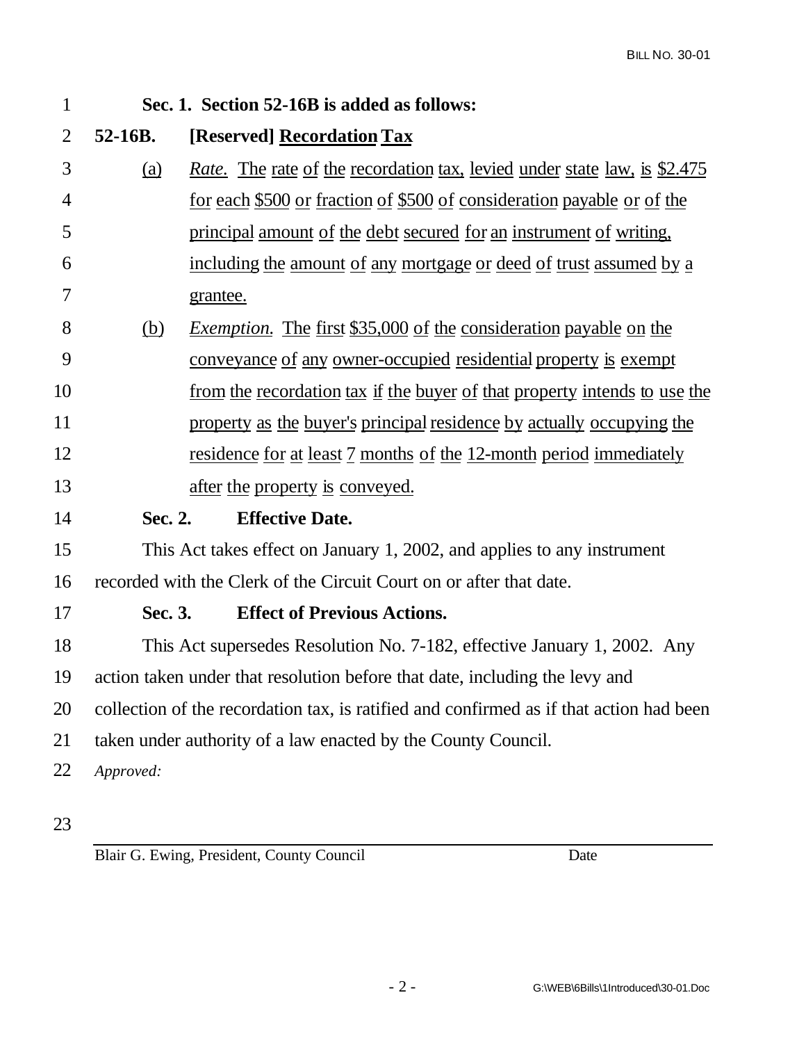**Sec. 1. Section 52-16B is added as follows:**

**52-16B. [Reserved] Recordation Tax**

(a) *Rate.* The rate of the recordation tax, levied under state law, is $2.475 for each $500 or fraction of $500 of consideration payable or of the principal amount of the debt secured for an instrument of writing, including the amount of any mortgage or deed of trust assumed by a grantee.

(b) *Exemption.* The first $35,000 of the consideration payable on the conveyance of any owner-occupied residential property is exempt from the recordation tax if the buyer of that property intends to use the property as the buyer's principal residence by actually occupying the residence for at least 7 months of the 12-month period immediately after the property is conveyed.

**Sec. 2. Effective Date.**

This Act takes effect on January 1, 2002, and applies to any instrument recorded with the Clerk of the Circuit Court on or after that date.

**Sec. 3. Effect of Previous Actions.**

This Act supersedes Resolution No. 7-182, effective January 1, 2002. Any action taken under that resolution before that date, including the levy and collection of the recordation tax, is ratified and confirmed as if that action had been taken under authority of a law enacted by the County Council.

*Approved:*

Blair G. Ewing, President, County Council Date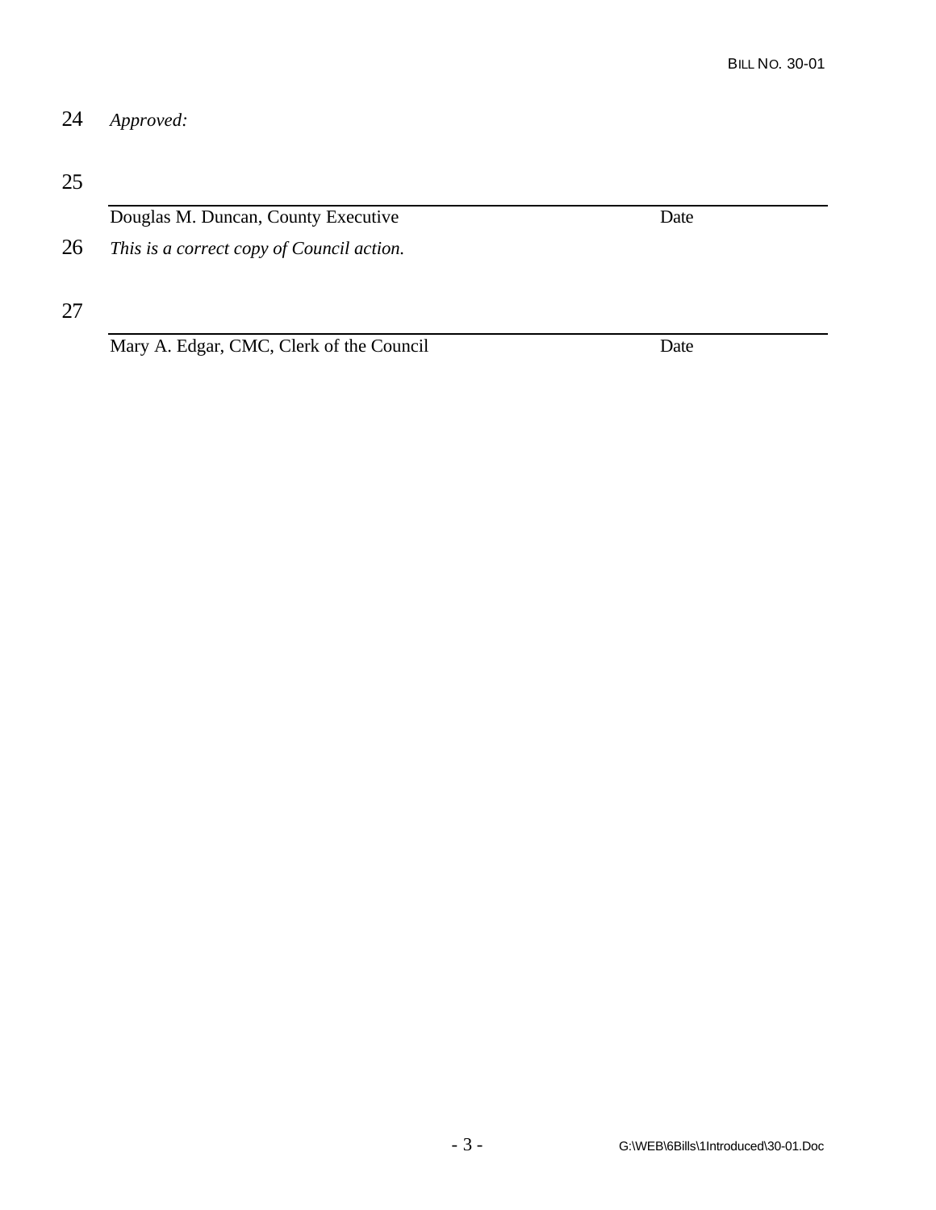24 *Approved:*

25

______________________________________________________________

Douglas M. Duncan, County Executive Date

26 *This is a correct copy of Council action.*

27

______________________________________________________________

Mary A. Edgar, CMC, Clerk of the Council Date